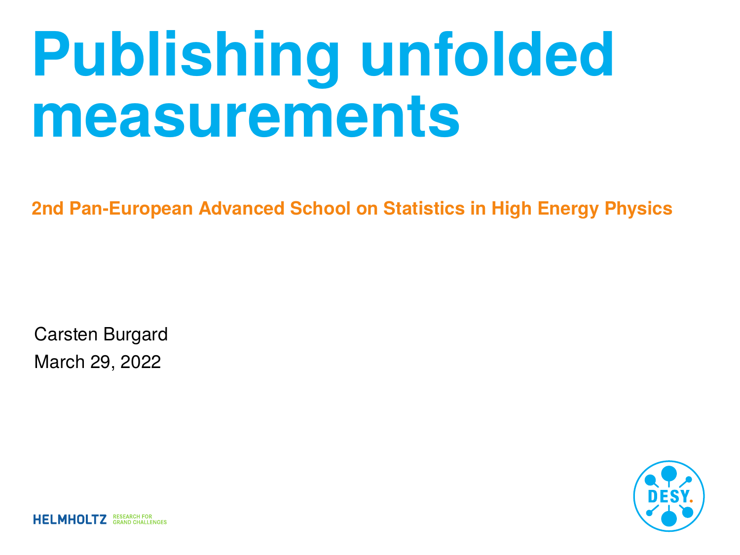# Publishing unfolded measurements

**2nd Pan-European Advanced School on Statistics in High Energy Physics**

Carsten Burgard

March 29, 2022

HELMHOLTZ RESEARCH FOR GRAND CHALLENGES

DESY.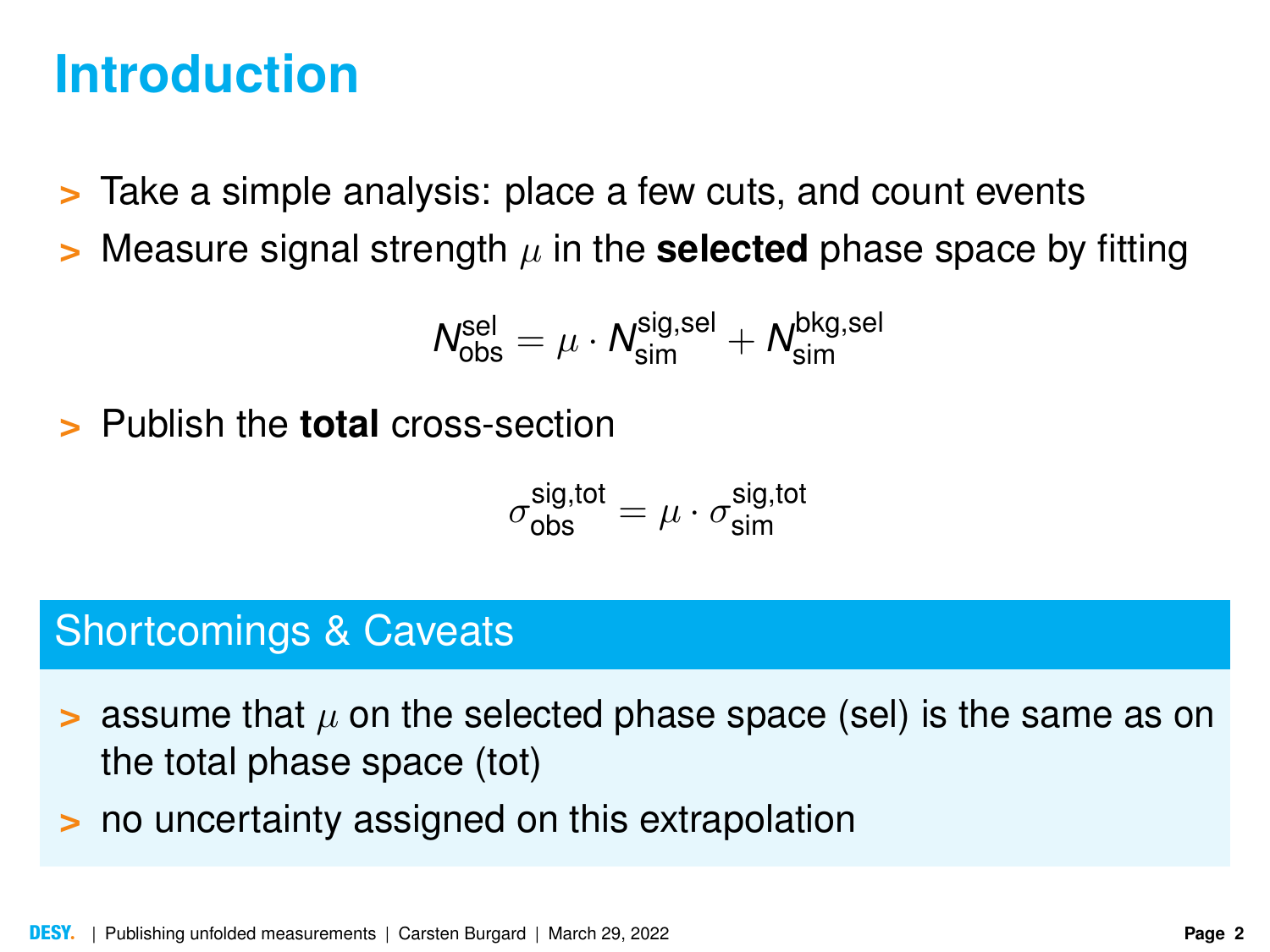# Introduction

- Take a simple analysis: place a few cuts, and count events
- Measure signal strength $\mu$ in the **selected** phase space by fitting

$$N_{\text{obs}}^{\text{sel}} = \mu \cdot N_{\text{sim}}^{\text{sig,sel}} + N_{\text{sim}}^{\text{bkg,sel}}$$

- Publish the **total** cross-section

$$\sigma_{\text{obs}}^{\text{sig,tot}} = \mu \cdot \sigma_{\text{sim}}^{\text{sig,tot}}$$

## Shortcomings & Caveats

- assume that $\mu$ on the selected phase space (sel) is the same as on the total phase space (tot)
- no uncertainty assigned on this extrapolation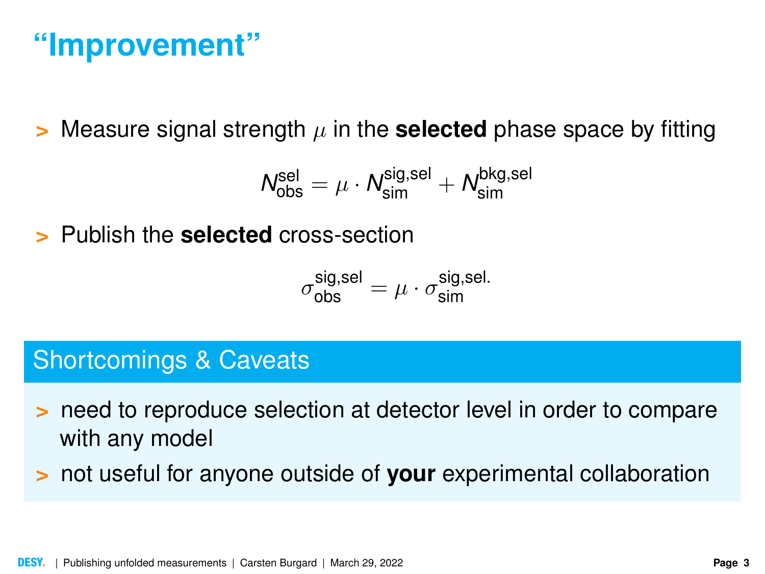# “Improvement”

- Measure signal strength $\mu$ in the **selected** phase space by fitting

$$N_{\text{obs}}^{\text{sel}} = \mu \cdot N_{\text{sim}}^{\text{sig,sel}} + N_{\text{sim}}^{\text{bkg,sel}}$$

- Publish the **selected** cross-section

$$\sigma_{\text{obs}}^{\text{sig,sel}} = \mu \cdot \sigma_{\text{sim}}^{\text{sig,sel.}}$$

## Shortcomings & Caveats

- need to reproduce selection at detector level in order to compare with any model
- not useful for anyone outside of **your** experimental collaboration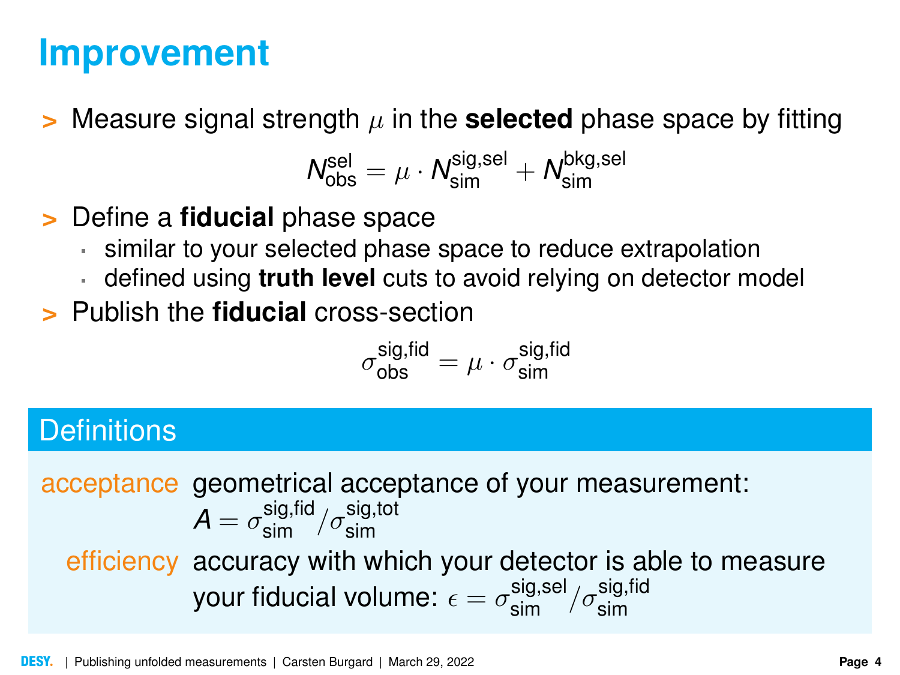# Improvement

- Measure signal strength $\mu$ in the **selected** phase space by fitting

$$N_{\text{obs}}^{\text{sel}} = \mu \cdot N_{\text{sim}}^{\text{sig,sel}} + N_{\text{sim}}^{\text{bkg,sel}}$$

- Define a **fiducial** phase space
  - similar to your selected phase space to reduce extrapolation
  - defined using **truth level** cuts to avoid relying on detector model
- Publish the **fiducial** cross-section

$$\sigma_{\text{obs}}^{\text{sig,fid}} = \mu \cdot \sigma_{\text{sim}}^{\text{sig,fid}}$$

## Definitions

**acceptance** geometrical acceptance of your measurement: $A = \sigma_{\text{sim}}^{\text{sig,fid}} / \sigma_{\text{sim}}^{\text{sig,tot}}$

**efficiency** accuracy with which your detector is able to measure your fiducial volume: $\epsilon = \sigma_{\text{sim}}^{\text{sig,sel}} / \sigma_{\text{sim}}^{\text{sig,fid}}$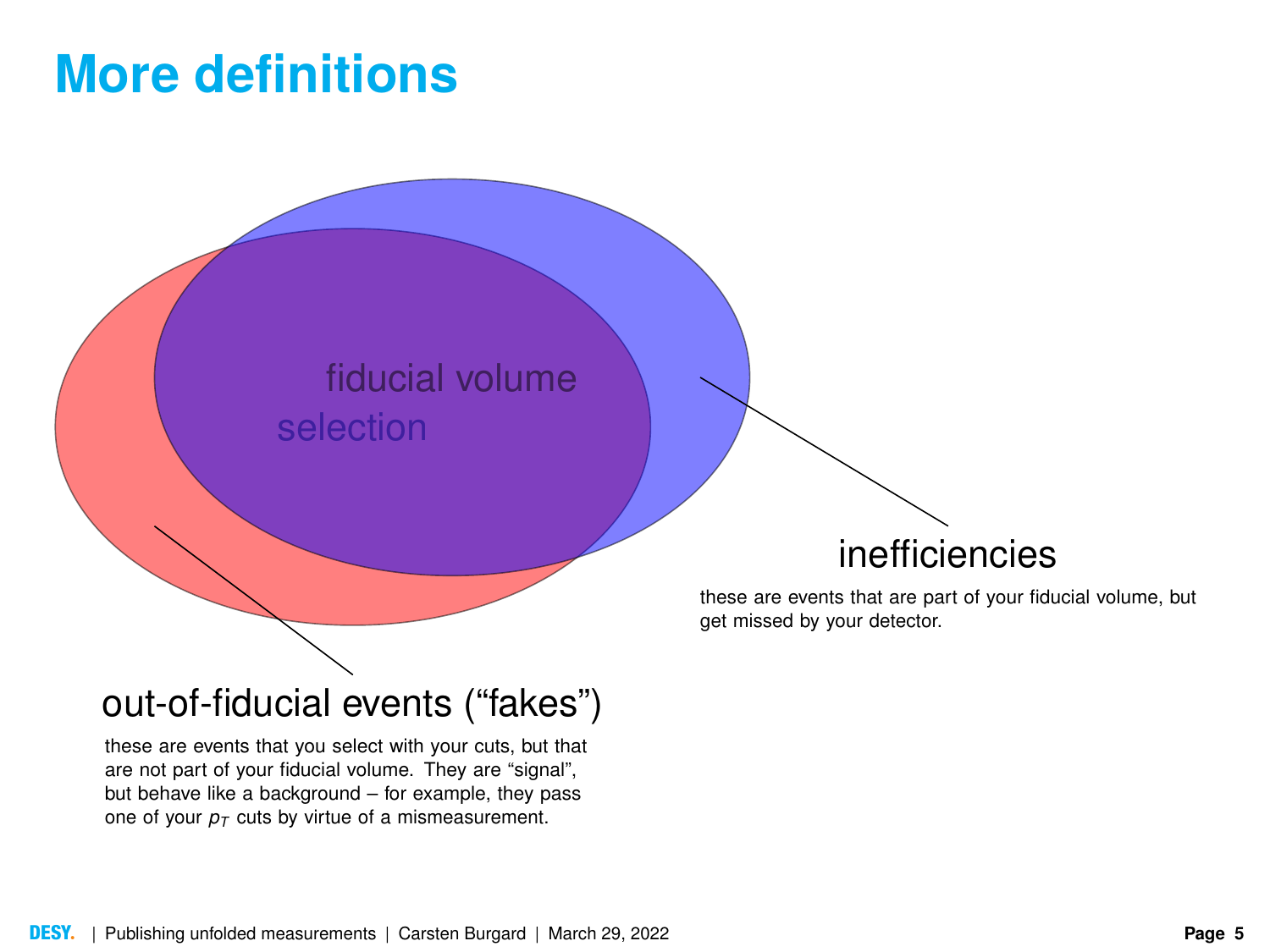# More definitions

fiducial volume

selection

### inefficiencies

these are events that are part of your fiducial volume, but get missed by your detector.

### out-of-fiducial events (“fakes”)

these are events that you select with your cuts, but that are not part of your fiducial volume. They are “signal”, but behave like a background – for example, they pass one of your $p_T$ cuts by virtue of a mismeasurement.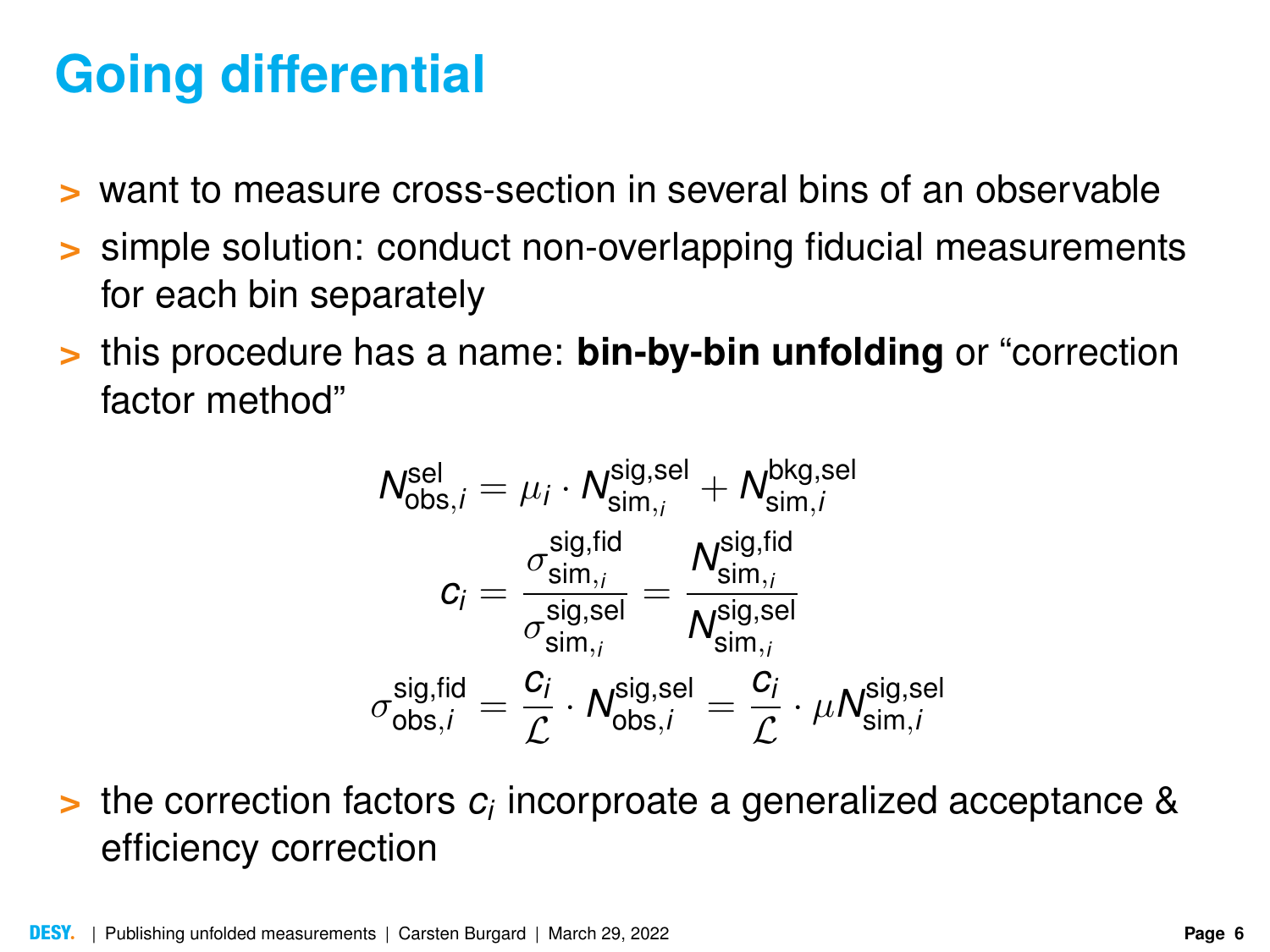# Going differential

- want to measure cross-section in several bins of an observable
- simple solution: conduct non-overlapping fiducial measurements for each bin separately
- this procedure has a name: **bin-by-bin unfolding** or "correction factor method"

$$N^{\text{sel}}_{\text{obs},i} = \mu_i \cdot N^{\text{sig,sel}}_{\text{sim},i} + N^{\text{bkg,sel}}_{\text{sim},i}$$

$$c_i = \frac{\sigma^{\text{sig,fid}}_{\text{sim},i}}{\sigma^{\text{sig,sel}}_{\text{sim},i}} = \frac{N^{\text{sig,fid}}_{\text{sim},i}}{N^{\text{sig,sel}}_{\text{sim},i}}$$

$$\sigma^{\text{sig,fid}}_{\text{obs},i} = \frac{c_i}{\mathcal{L}} \cdot N^{\text{sig,sel}}_{\text{obs},i} = \frac{c_i}{\mathcal{L}} \cdot \mu N^{\text{sig,sel}}_{\text{sim},i}$$

- the correction factors $c_i$ incorproate a generalized acceptance & efficiency correction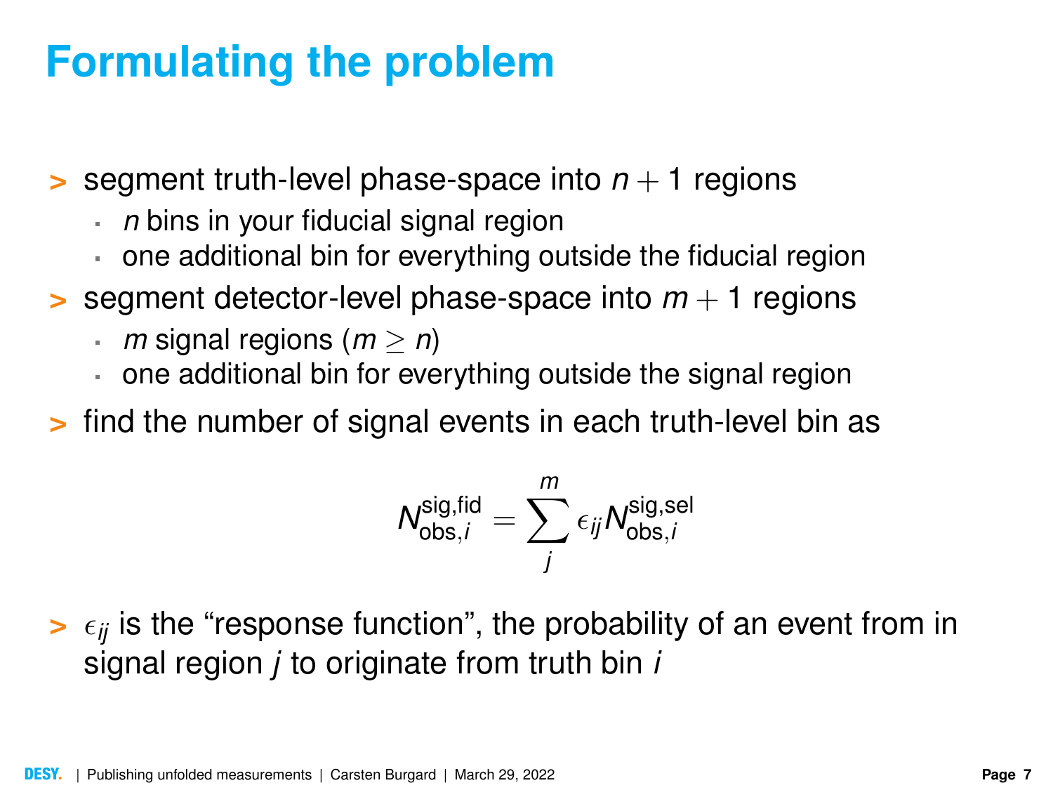# Formulating the problem

- segment truth-level phase-space into $n + 1$ regions
  - $n$ bins in your fiducial signal region
  - one additional bin for everything outside the fiducial region
- segment detector-level phase-space into $m + 1$ regions
  - $m$ signal regions ($m \geq n$)
  - one additional bin for everything outside the signal region
- find the number of signal events in each truth-level bin as

$$N_{\text{obs},i}^{\text{sig,fid}} = \sum_{j}^{m} \epsilon_{ij} N_{\text{obs},i}^{\text{sig,sel}}$$

- $\epsilon_{ij}$ is the “response function”, the probability of an event from in signal region $j$ to originate from truth bin $i$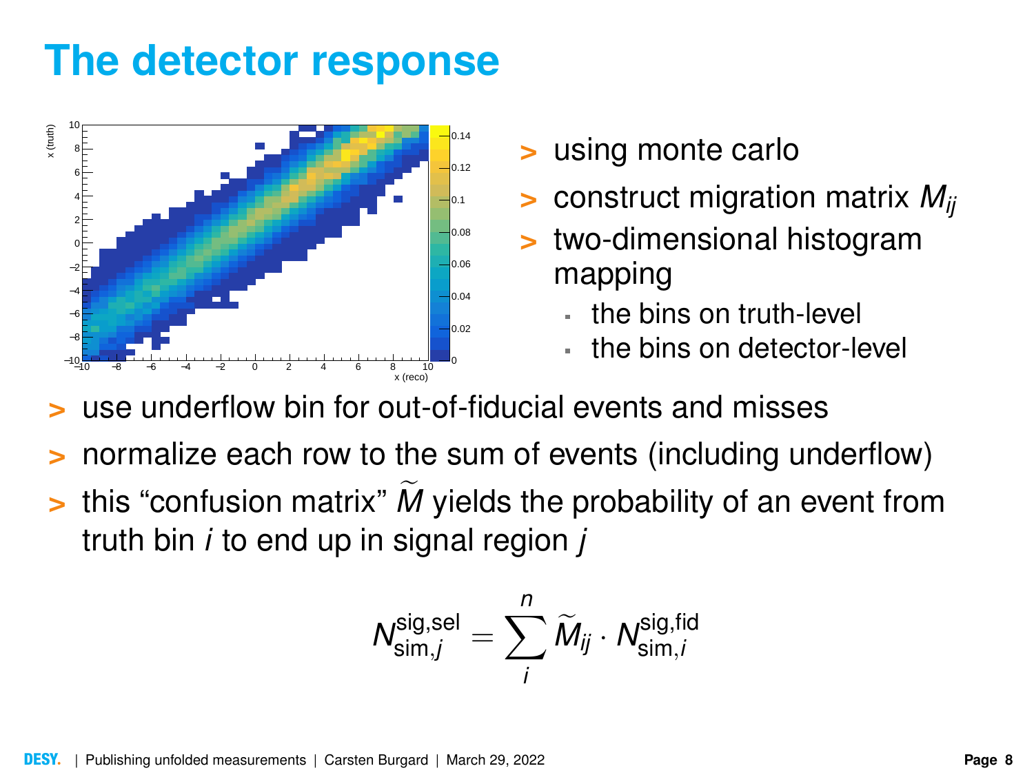# The detector response

- using monte carlo
- construct migration matrix $M_{ij}$
- two-dimensional histogram mapping
  - the bins on truth-level
  - the bins on detector-level

- use underflow bin for out-of-fiducial events and misses
- normalize each row to the sum of events (including underflow)
- this “confusion matrix” $\widetilde{M}$ yields the probability of an event from truth bin $i$ to end up in signal region $j$

$$N_{\text{sim},j}^{\text{sig,sel}} = \sum_{i}^{n} \widetilde{M}_{ij} \cdot N_{\text{sim},i}^{\text{sig,fid}}$$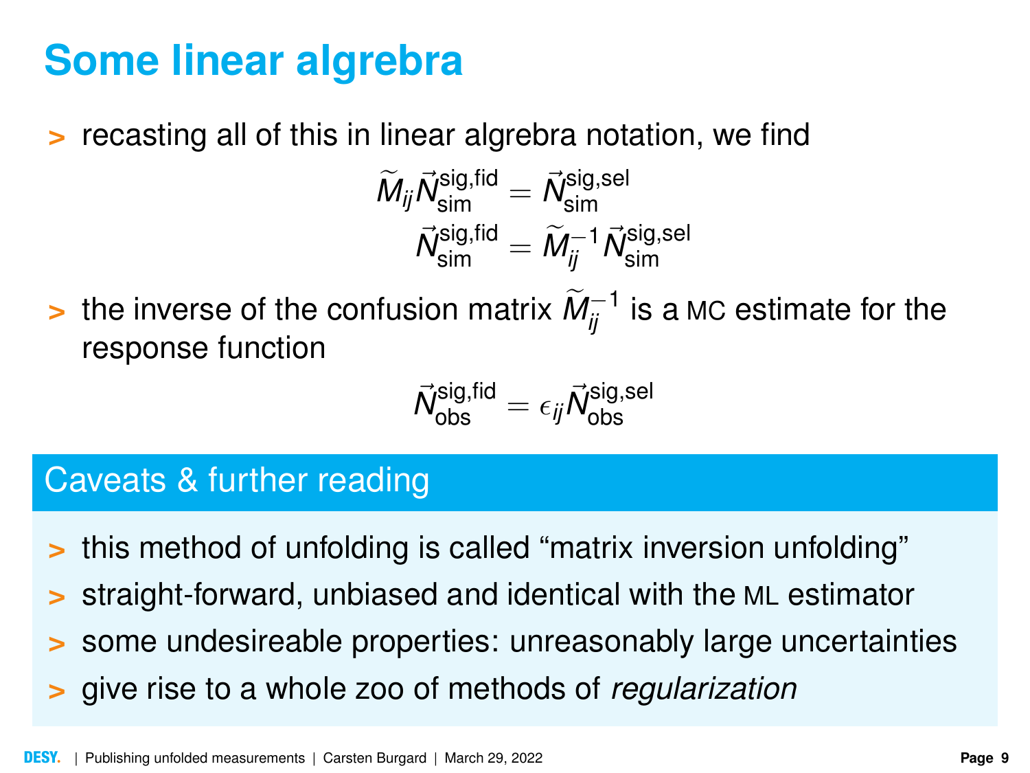# Some linear algrebra

- recasting all of this in linear algrebra notation, we find

$$\widetilde{M}_{ij}\vec{N}_{\text{sim}}^{\text{sig,fid}} = \vec{N}_{\text{sim}}^{\text{sig,sel}}$$

$$\vec{N}_{\text{sim}}^{\text{sig,fid}} = \widetilde{M}_{ij}^{-1}\vec{N}_{\text{sim}}^{\text{sig,sel}}$$

- the inverse of the confusion matrix $\widetilde{M}_{ij}^{-1}$ is a MC estimate for the response function

$$\vec{N}_{\text{obs}}^{\text{sig,fid}} = \epsilon_{ij}\vec{N}_{\text{obs}}^{\text{sig,sel}}$$

## Caveats & further reading

- this method of unfolding is called "matrix inversion unfolding"
- straight-forward, unbiased and identical with the ML estimator
- some undesireable properties: unreasonably large uncertainties
- give rise to a whole zoo of methods of *regularization*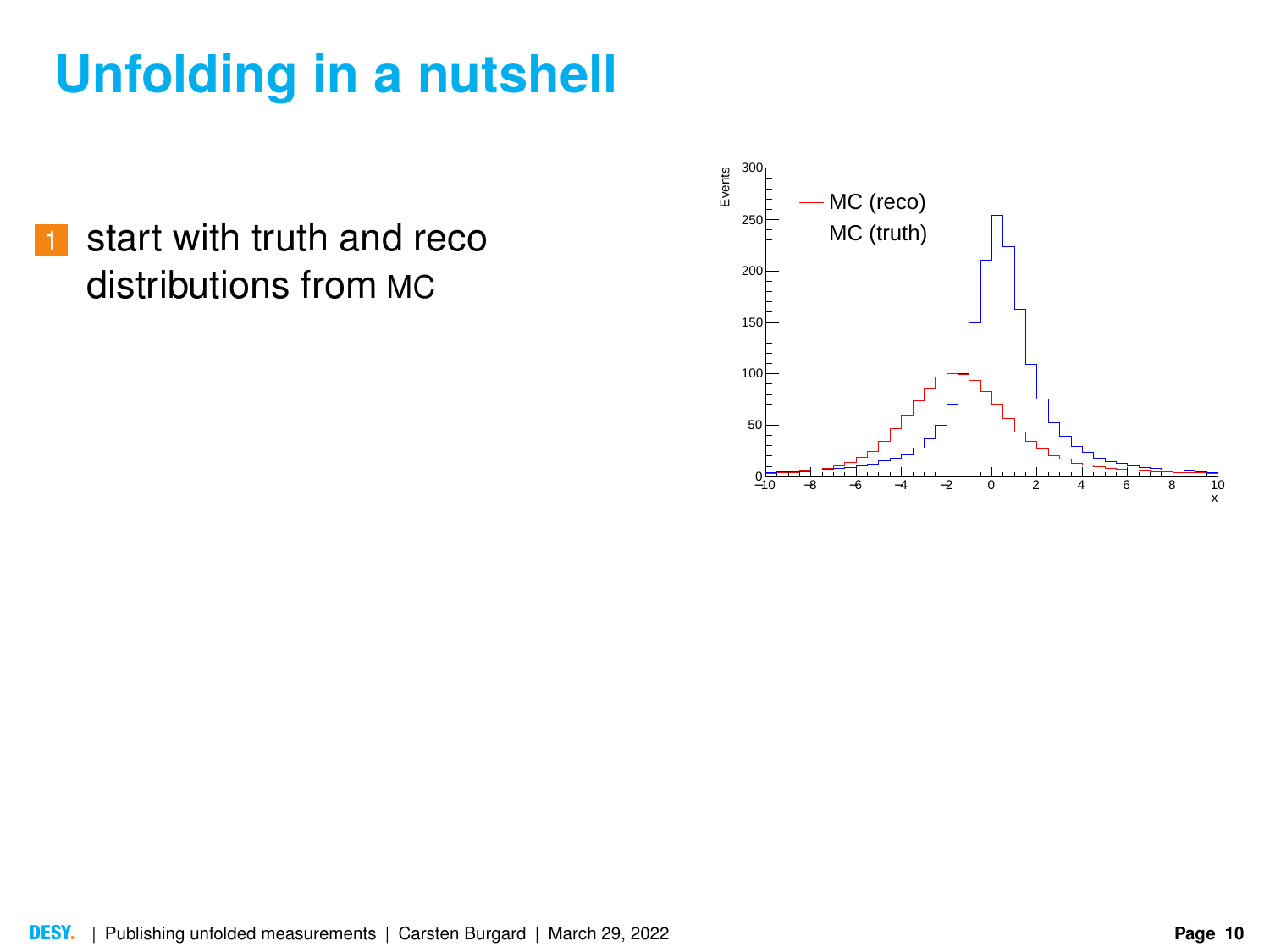# Unfolding in a nutshell

1. start with truth and reco distributions from MC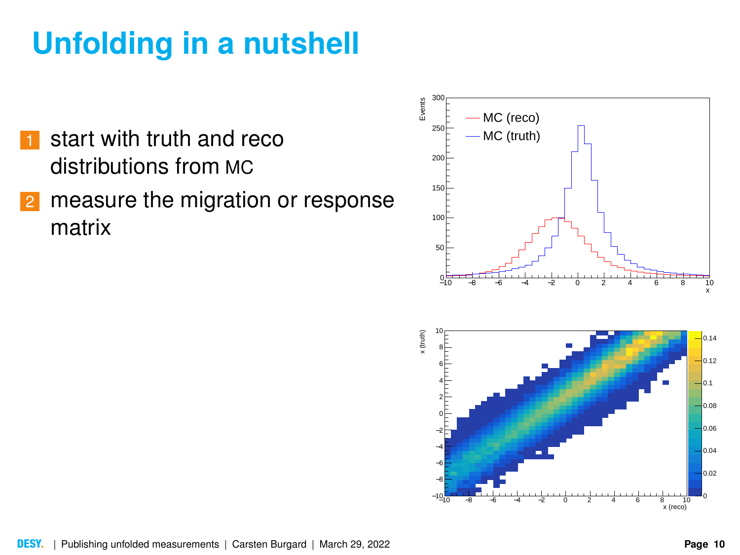# Unfolding in a nutshell

1. start with truth and reco distributions from MC
2. measure the migration or response matrix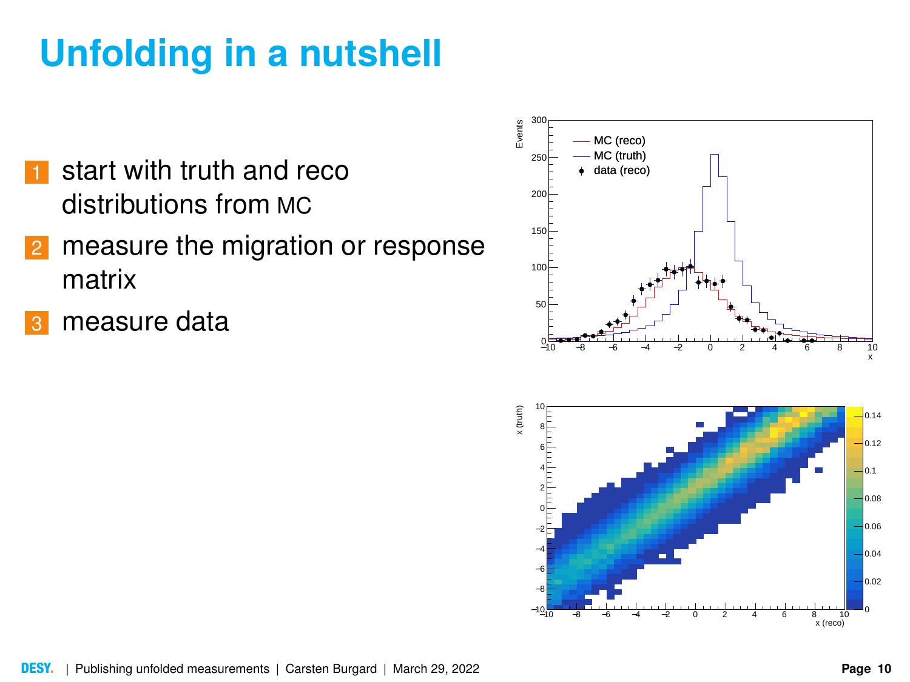# Unfolding in a nutshell

1. start with truth and reco distributions from MC
2. measure the migration or response matrix
3. measure data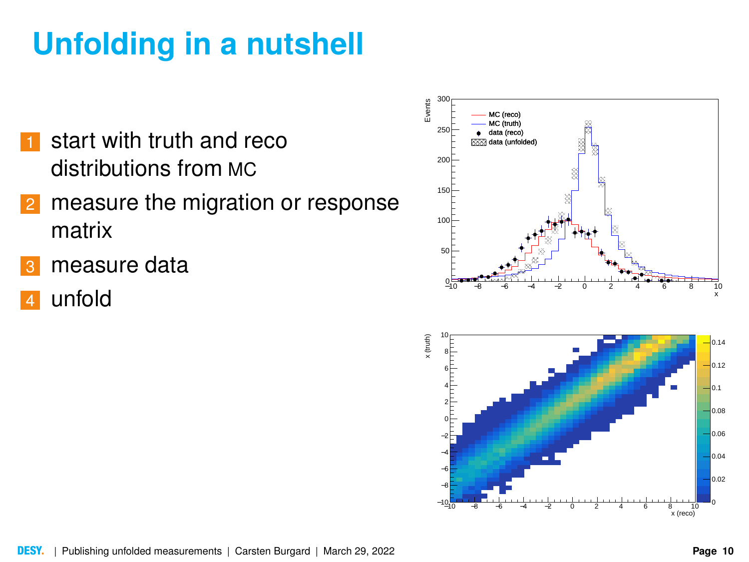# Unfolding in a nutshell

1. start with truth and reco distributions from MC
2. measure the migration or response matrix
3. measure data
4. unfold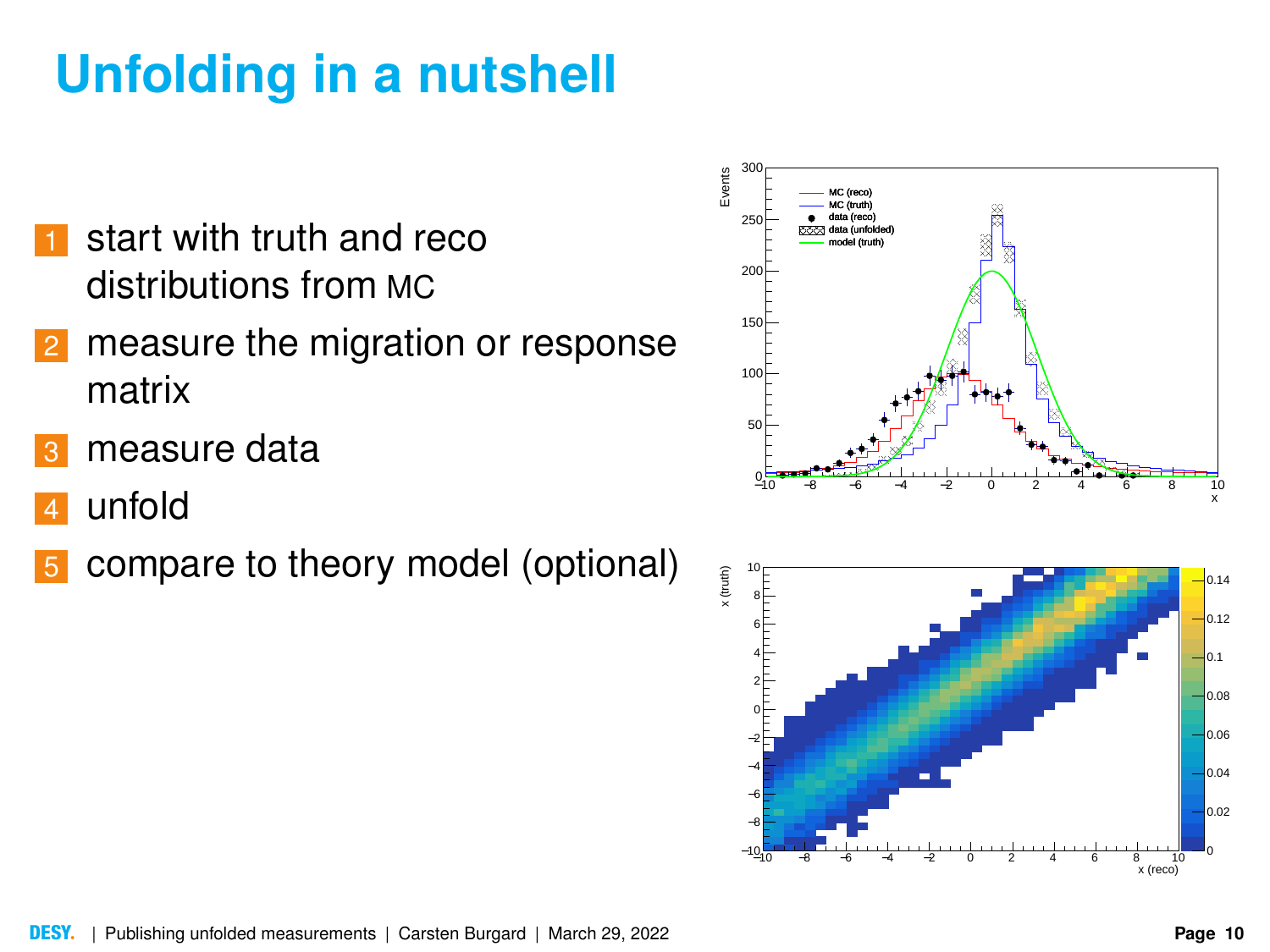# Unfolding in a nutshell

1. start with truth and reco distributions from MC
2. measure the migration or response matrix
3. measure data
4. unfold
5. compare to theory model (optional)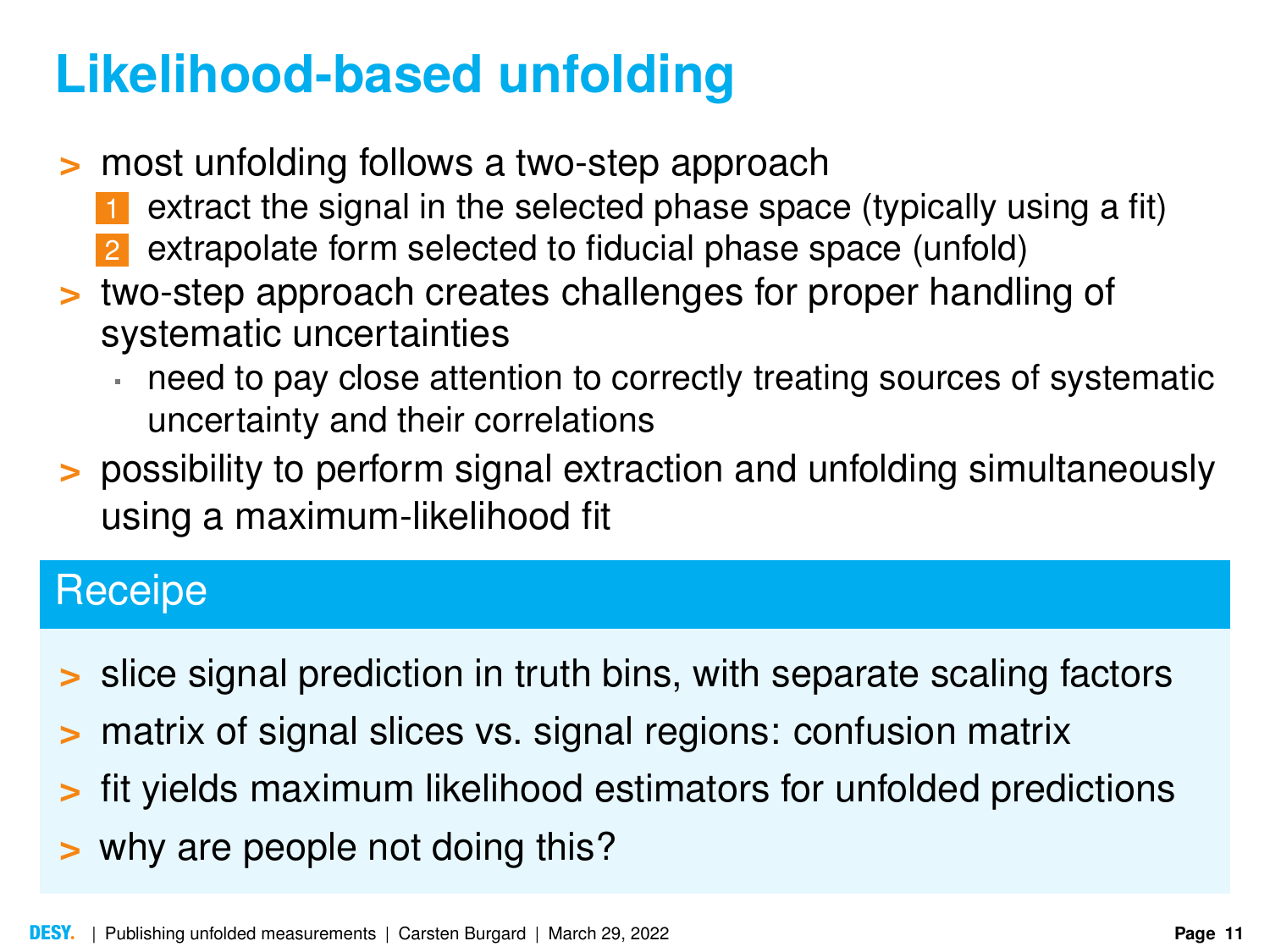# Likelihood-based unfolding

- most unfolding follows a two-step approach
  1. extract the signal in the selected phase space (typically using a fit)
  2. extrapolate form selected to fiducial phase space (unfold)
- two-step approach creates challenges for proper handling of systematic uncertainties
  - need to pay close attention to correctly treating sources of systematic uncertainty and their correlations
- possibility to perform signal extraction and unfolding simultaneously using a maximum-likelihood fit

## Receipe

- slice signal prediction in truth bins, with separate scaling factors
- matrix of signal slices vs. signal regions: confusion matrix
- fit yields maximum likelihood estimators for unfolded predictions
- why are people not doing this?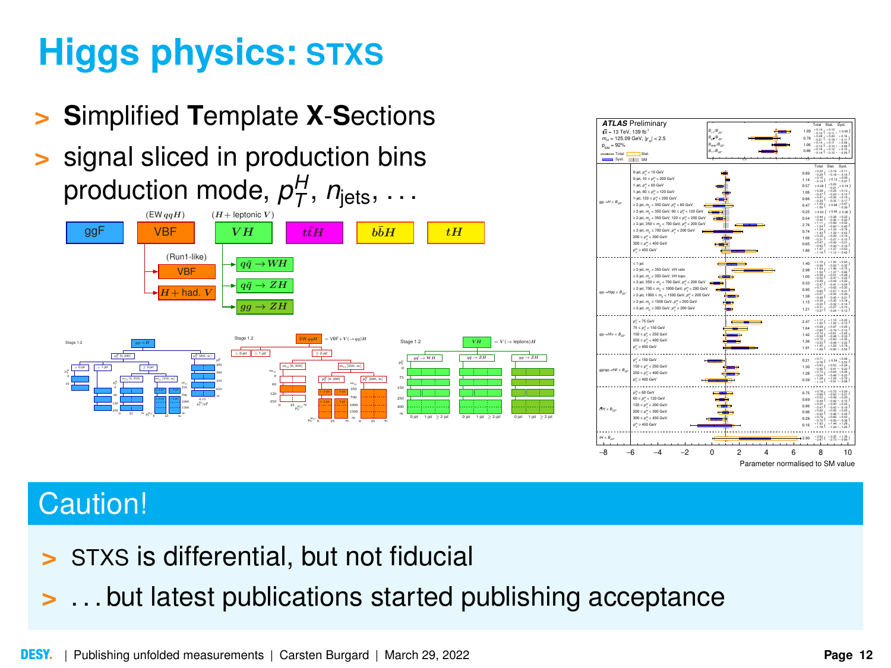# Higgs physics: STXS

- **S**implified **T**emplate **X**-**S**ections
- signal sliced in production bins production mode, $p_T^H$, $n_{\text{jets}}$, ...

ggF | VBF (EW $qqH$) | $VH$ ($H+$ leptonic $V$) | $t\bar{t}H$ | $b\bar{b}H$ | $tH$

## Caution!

- STXS is differential, but not fiducial
- ...but latest publications started publishing acceptance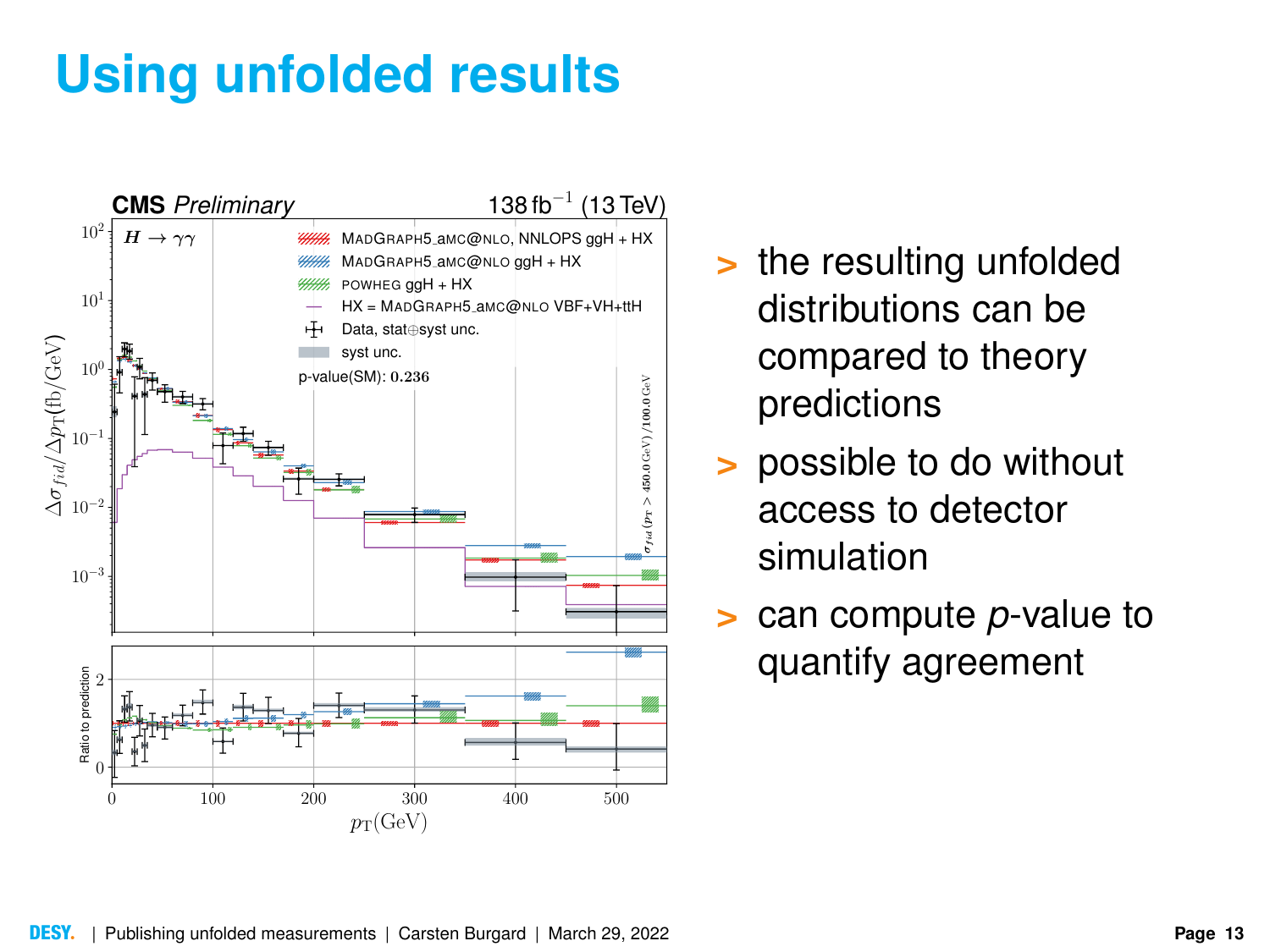# Using unfolded results

- the resulting unfolded distributions can be compared to theory predictions
- possible to do without access to detector simulation
- can compute *p*-value to quantify agreement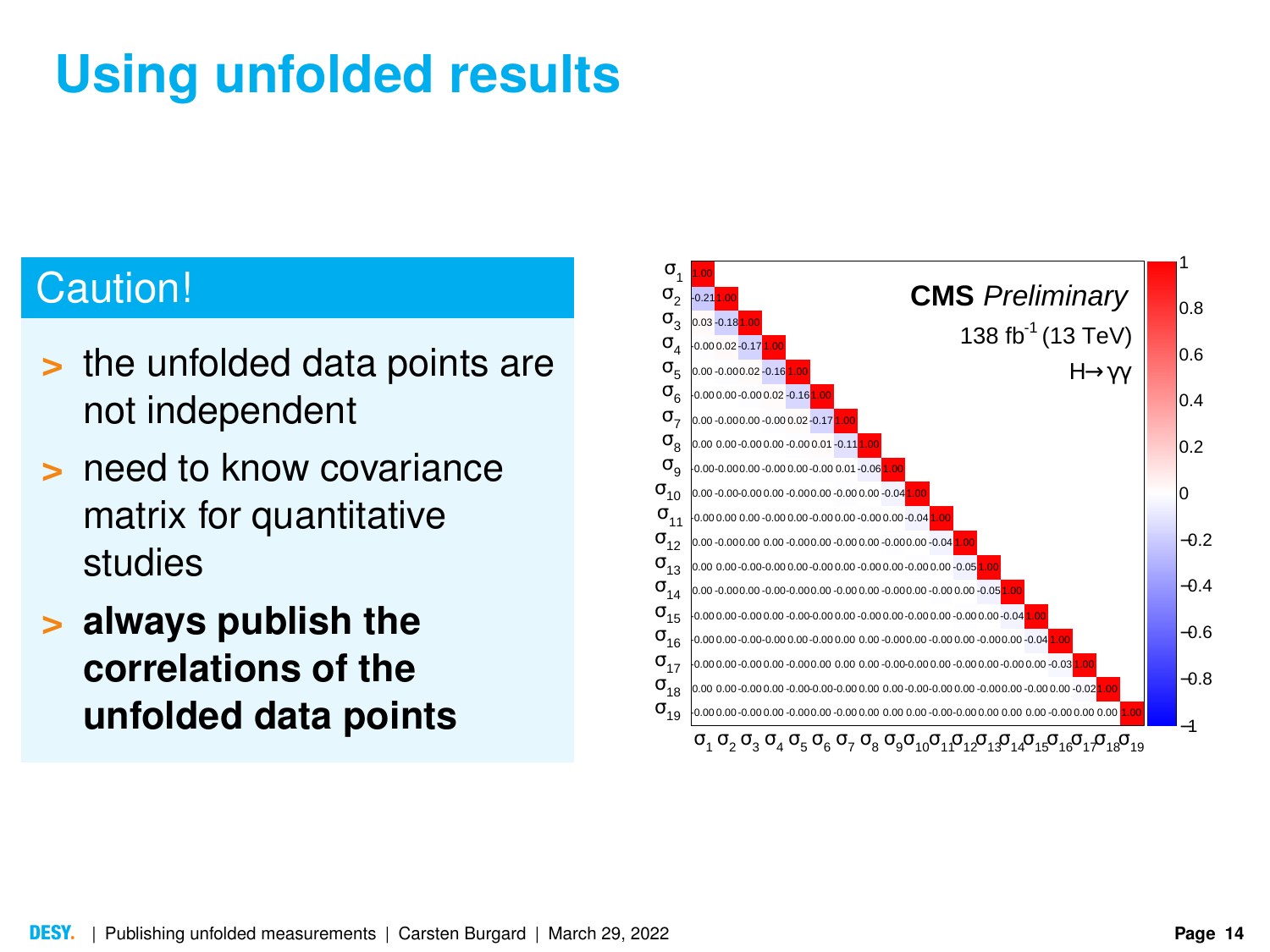# Using unfolded results

## Caution!

- the unfolded data points are not independent
- need to know covariance matrix for quantitative studies
- **always publish the correlations of the unfolded data points**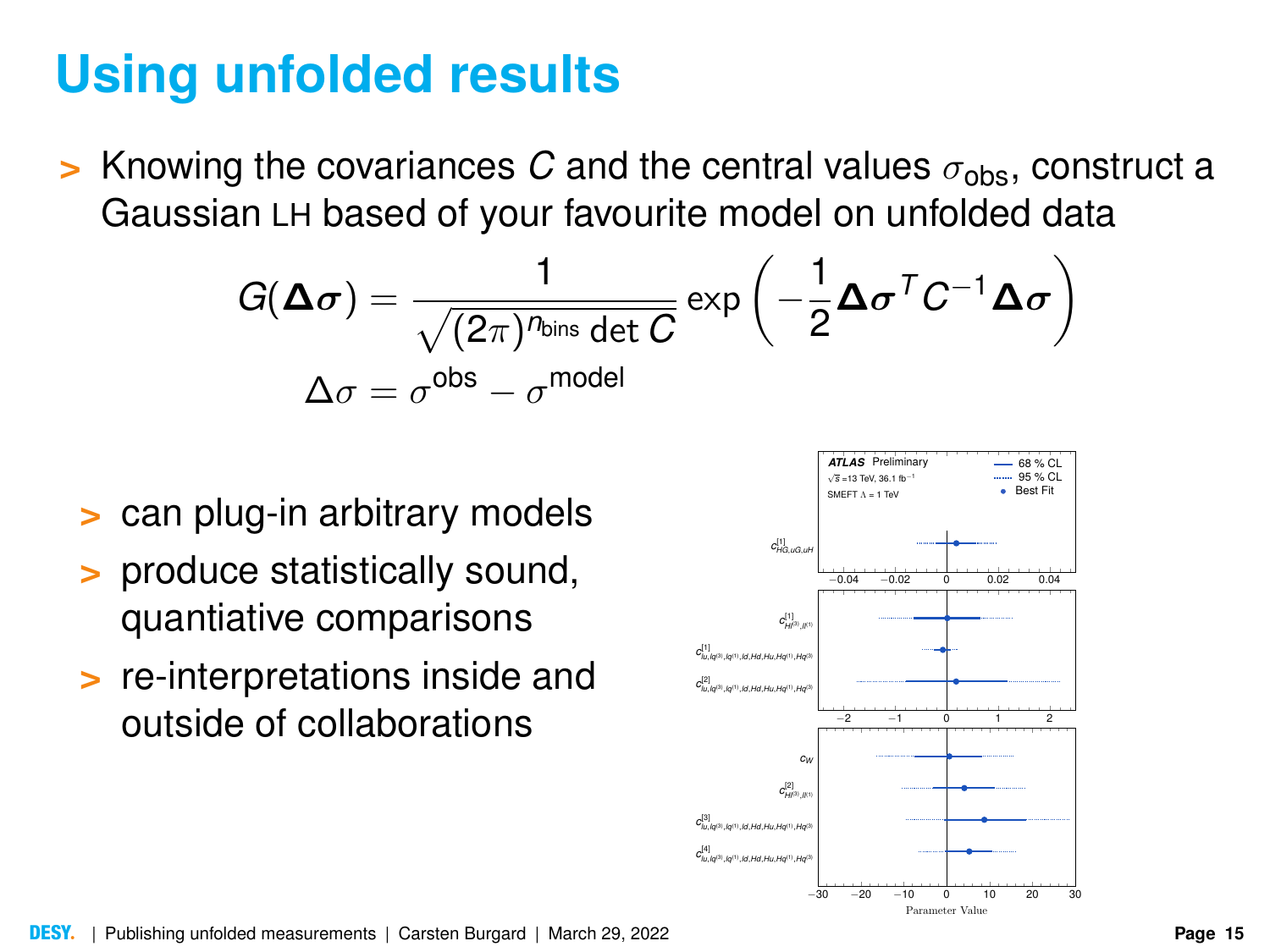# Using unfolded results

- Knowing the covariances $C$ and the central values $\sigma_{\text{obs}}$, construct a Gaussian LH based of your favourite model on unfolded data

$$G(\boldsymbol{\Delta\sigma}) = \frac{1}{\sqrt{(2\pi)^{n_{\text{bins}}} \det C}} \exp\left(-\frac{1}{2}\boldsymbol{\Delta\sigma}^T C^{-1} \boldsymbol{\Delta\sigma}\right)$$

$$\Delta\sigma = \sigma^{\text{obs}} - \sigma^{\text{model}}$$

- can plug-in arbitrary models
- produce statistically sound, quantiative comparisons
- re-interpretations inside and outside of collaborations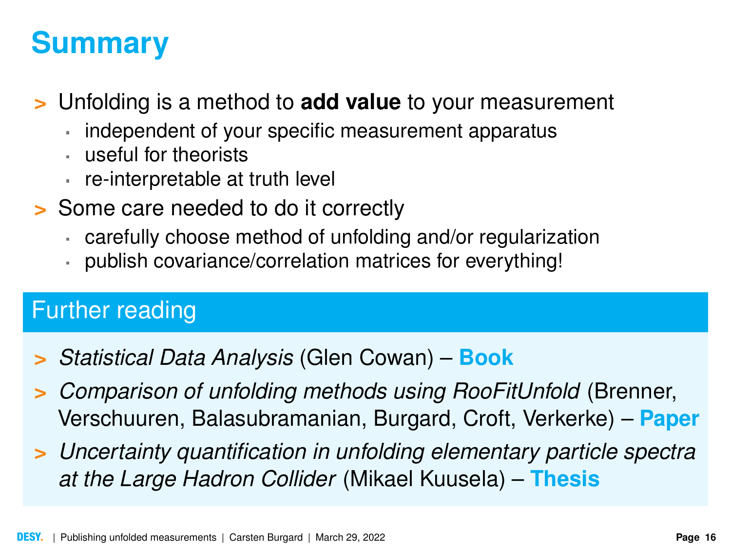# Summary

- Unfolding is a method to **add value** to your measurement
  - independent of your specific measurement apparatus
  - useful for theorists
  - re-interpretable at truth level
- Some care needed to do it correctly
  - carefully choose method of unfolding and/or regularization
  - publish covariance/correlation matrices for everything!

## Further reading

- *Statistical Data Analysis* (Glen Cowan) – **Book**
- *Comparison of unfolding methods using RooFitUnfold* (Brenner, Verschuuren, Balasubramanian, Burgard, Croft, Verkerke) – **Paper**
- *Uncertainty quantification in unfolding elementary particle spectra at the Large Hadron Collider* (Mikael Kuusela) – **Thesis**